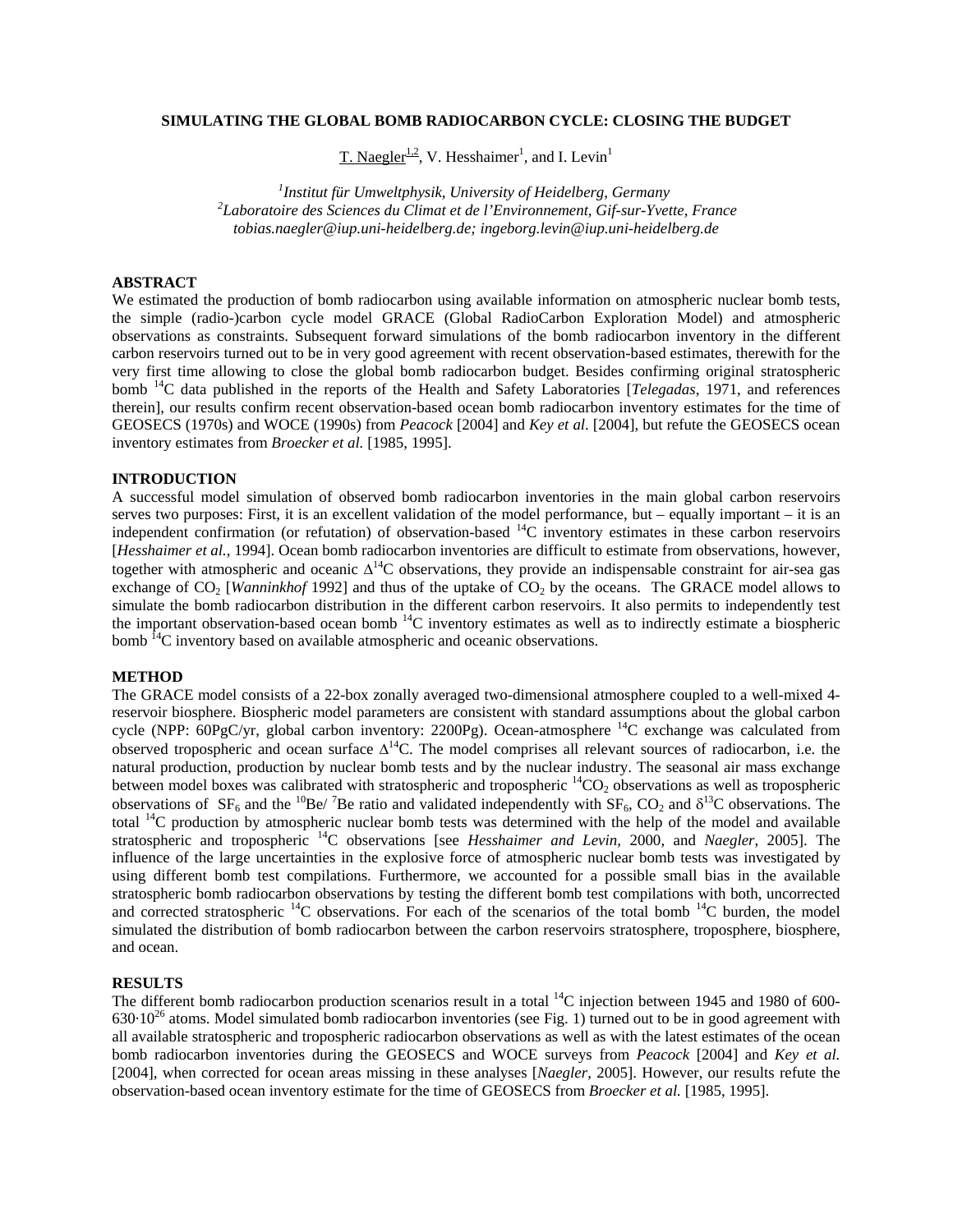# SIMULATING THE GLOBAL BOMB RADIOCARBON CYCLE: CLOSING THE BUDGET

T. Naegler[1,2], V. Hesshaimer[1], and I. Levin[1]

[1]*Institut für Umweltphysik, University of Heidelberg, Germany*
[2]*Laboratoire des Sciences du Climat et de l'Environnement, Gif-sur-Yvette, France*
*tobias.naegler@iup.uni-heidelberg.de; ingeborg.levin@iup.uni-heidelberg.de*

## ABSTRACT

We estimated the production of bomb radiocarbon using available information on atmospheric nuclear bomb tests, the simple (radio-)carbon cycle model GRACE (Global RadioCarbon Exploration Model) and atmospheric observations as constraints. Subsequent forward simulations of the bomb radiocarbon inventory in the different carbon reservoirs turned out to be in very good agreement with recent observation-based estimates, therewith for the very first time allowing to close the global bomb radiocarbon budget. Besides confirming original stratospheric bomb $^{14}C$ data published in the reports of the Health and Safety Laboratories [*Telegadas*, 1971, and references therein], our results confirm recent observation-based ocean bomb radiocarbon inventory estimates for the time of GEOSECS (1970s) and WOCE (1990s) from *Peacock* [2004] and *Key et al*. [2004], but refute the GEOSECS ocean inventory estimates from *Broecker et al.* [1985, 1995].

## INTRODUCTION

A successful model simulation of observed bomb radiocarbon inventories in the main global carbon reservoirs serves two purposes: First, it is an excellent validation of the model performance, but – equally important – it is an independent confirmation (or refutation) of observation-based $^{14}C$ inventory estimates in these carbon reservoirs [*Hesshaimer et al.*, 1994]. Ocean bomb radiocarbon inventories are difficult to estimate from observations, however, together with atmospheric and oceanic $\Delta^{14}C$ observations, they provide an indispensable constraint for air-sea gas exchange of $CO_2$ [*Wanninkhof* 1992] and thus of the uptake of $CO_2$ by the oceans. The GRACE model allows to simulate the bomb radiocarbon distribution in the different carbon reservoirs. It also permits to independently test the important observation-based ocean bomb $^{14}C$ inventory estimates as well as to indirectly estimate a biospheric bomb $^{14}C$ inventory based on available atmospheric and oceanic observations.

## METHOD

The GRACE model consists of a 22-box zonally averaged two-dimensional atmosphere coupled to a well-mixed 4-reservoir biosphere. Biospheric model parameters are consistent with standard assumptions about the global carbon cycle (NPP: 60PgC/yr, global carbon inventory: 2200Pg). Ocean-atmosphere $^{14}C$ exchange was calculated from observed tropospheric and ocean surface $\Delta^{14}C$. The model comprises all relevant sources of radiocarbon, i.e. the natural production, production by nuclear bomb tests and by the nuclear industry. The seasonal air mass exchange between model boxes was calibrated with stratospheric and tropospheric $^{14}CO_2$ observations as well as tropospheric observations of $SF_6$ and the $^{10}Be/^{7}Be$ ratio and validated independently with $SF_6$, $CO_2$ and $\delta^{13}C$ observations. The total $^{14}C$ production by atmospheric nuclear bomb tests was determined with the help of the model and available stratospheric and tropospheric $^{14}C$ observations [see *Hesshaimer and Levin,* 2000, and *Naegler*, 2005]. The influence of the large uncertainties in the explosive force of atmospheric nuclear bomb tests was investigated by using different bomb test compilations. Furthermore, we accounted for a possible small bias in the available stratospheric bomb radiocarbon observations by testing the different bomb test compilations with both, uncorrected and corrected stratospheric $^{14}C$ observations. For each of the scenarios of the total bomb $^{14}C$ burden, the model simulated the distribution of bomb radiocarbon between the carbon reservoirs stratosphere, troposphere, biosphere, and ocean.

## RESULTS

The different bomb radiocarbon production scenarios result in a total $^{14}C$ injection between 1945 and 1980 of 600-$630 \cdot 10^{26}$ atoms. Model simulated bomb radiocarbon inventories (see Fig. 1) turned out to be in good agreement with all available stratospheric and tropospheric radiocarbon observations as well as with the latest estimates of the ocean bomb radiocarbon inventories during the GEOSECS and WOCE surveys from *Peacock* [2004] and *Key et al.* [2004], when corrected for ocean areas missing in these analyses [*Naegler*, 2005]. However, our results refute the observation-based ocean inventory estimate for the time of GEOSECS from *Broecker et al.* [1985, 1995].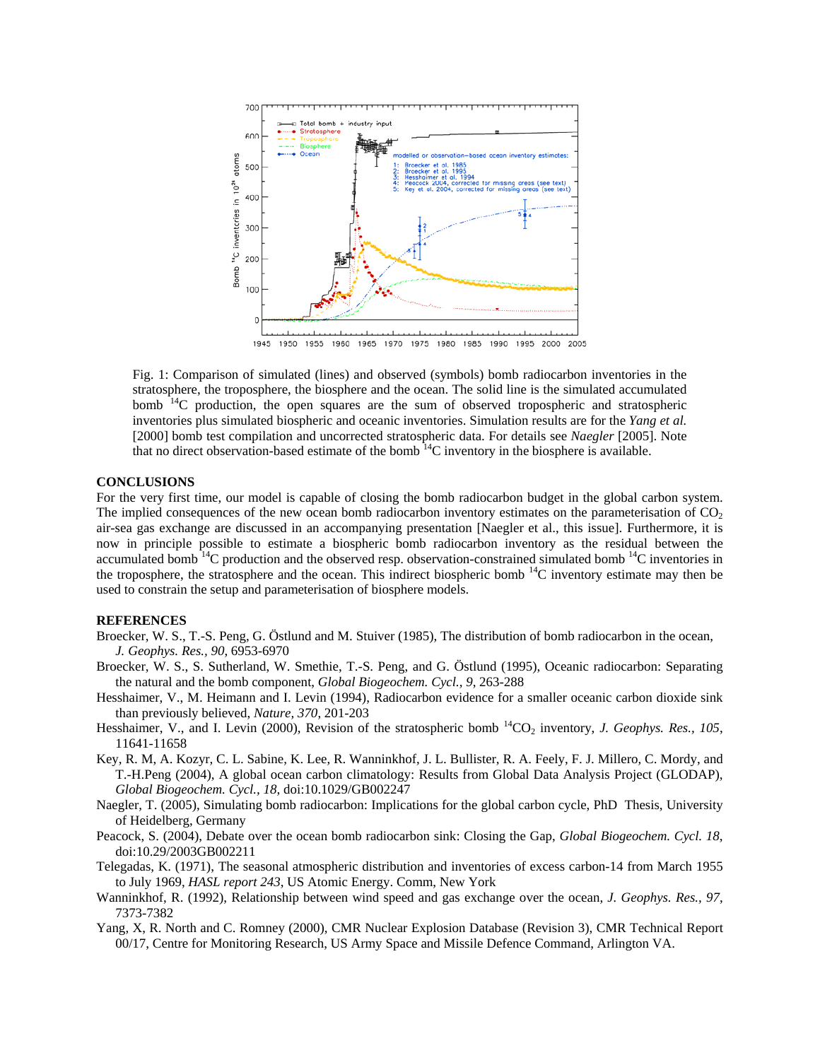700
600
500
400
300
200
100
0

1945 1950 1955 1960 1965 1970 1975 1980 1985 1990 1995 2000 2005

Bomb $^{14}$C inventories in $10^{26}$ atoms

Total bomb + industry input
Stratosphere
Troposphere
Biosphere
Ocean

modelled or observation-based ocean inventory estimates:
1: Broecker et al. 1985
2: Broecker et al. 1995
3: Hesshaimer et al. 1994
4: Peacock 2004, corrected for missing areas (see text)
5: Key et al. 2004, corrected for missing areas (see text)

Fig. 1: Comparison of simulated (lines) and observed (symbols) bomb radiocarbon inventories in the stratosphere, the troposphere, the biosphere and the ocean. The solid line is the simulated accumulated bomb $^{14}$C production, the open squares are the sum of observed tropospheric and stratospheric inventories plus simulated biospheric and oceanic inventories. Simulation results are for the *Yang et al.* [2000] bomb test compilation and uncorrected stratospheric data. For details see *Naegler* [2005]. Note that no direct observation-based estimate of the bomb $^{14}$C inventory in the biosphere is available.

## CONCLUSIONS

For the very first time, our model is capable of closing the bomb radiocarbon budget in the global carbon system. The implied consequences of the new ocean bomb radiocarbon inventory estimates on the parameterisation of $CO_2$ air-sea gas exchange are discussed in an accompanying presentation [Naegler et al., this issue]. Furthermore, it is now in principle possible to estimate a biospheric bomb radiocarbon inventory as the residual between the accumulated bomb $^{14}$C production and the observed resp. observation-constrained simulated bomb $^{14}$C inventories in the troposphere, the stratosphere and the ocean. This indirect biospheric bomb $^{14}$C inventory estimate may then be used to constrain the setup and parameterisation of biosphere models.

## REFERENCES

Broecker, W. S., T.-S. Peng, G. Östlund and M. Stuiver (1985), The distribution of bomb radiocarbon in the ocean, *J. Geophys. Res., 90*, 6953-6970

Broecker, W. S., S. Sutherland, W. Smethie, T.-S. Peng, and G. Östlund (1995), Oceanic radiocarbon: Separating the natural and the bomb component, *Global Biogeochem. Cycl., 9*, 263-288

Hesshaimer, V., M. Heimann and I. Levin (1994), Radiocarbon evidence for a smaller oceanic carbon dioxide sink than previously believed, *Nature, 370*, 201-203

Hesshaimer, V., and I. Levin (2000), Revision of the stratospheric bomb $^{14}CO_2$ inventory, *J. Geophys. Res., 105*, 11641-11658

Key, R. M, A. Kozyr, C. L. Sabine, K. Lee, R. Wanninkhof, J. L. Bullister, R. A. Feely, F. J. Millero, C. Mordy, and T.-H.Peng (2004), A global ocean carbon climatology: Results from Global Data Analysis Project (GLODAP), *Global Biogeochem. Cycl., 18*, doi:10.1029/GB002247

Naegler, T. (2005), Simulating bomb radiocarbon: Implications for the global carbon cycle, PhD Thesis, University of Heidelberg, Germany

Peacock, S. (2004), Debate over the ocean bomb radiocarbon sink: Closing the Gap, *Global Biogeochem. Cycl. 18*, doi:10.29/2003GB002211

Telegadas, K. (1971), The seasonal atmospheric distribution and inventories of excess carbon-14 from March 1955 to July 1969, *HASL report 243*, US Atomic Energy. Comm, New York

Wanninkhof, R. (1992), Relationship between wind speed and gas exchange over the ocean, *J. Geophys. Res., 97*, 7373-7382

Yang, X, R. North and C. Romney (2000), CMR Nuclear Explosion Database (Revision 3), CMR Technical Report 00/17, Centre for Monitoring Research, US Army Space and Missile Defence Command, Arlington VA.